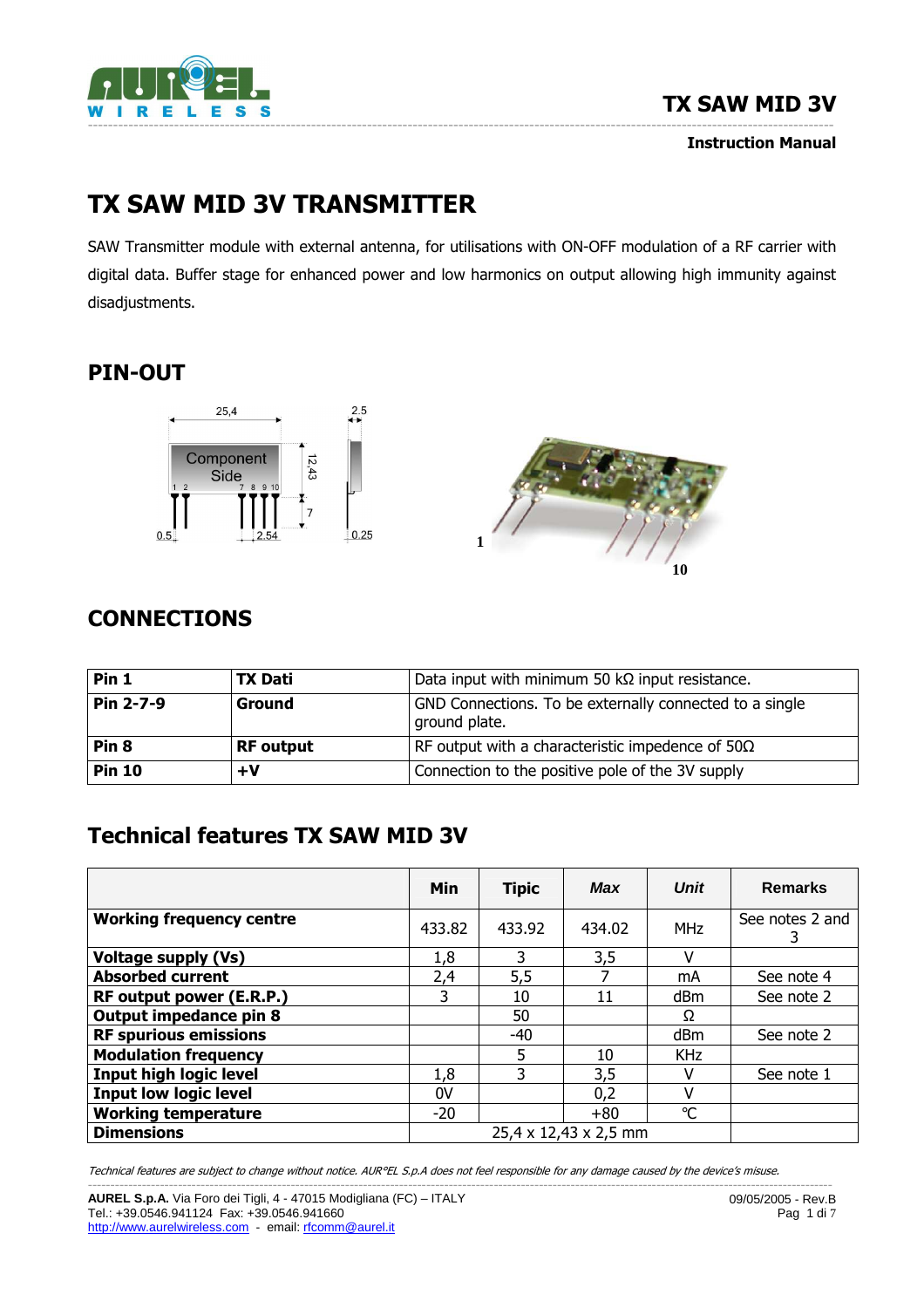# TX SAW MID 3V TRANSMITTER

SAW Transmitter module with external antenna, for utilisations with ON-OFF modulation of a RF carrier with digital data. Buffer stage for enhanced power and low harmonics on output allowing high immunity against disadjustments.

## PIN-OUT

25,4 — 2.5 — Component Side — 1 2 — 7 8 9 10 — 12,43 — 7 — 0.5 — 2.54 — 0.25

1 — 10

## CONNECTIONS

| Pin 1 | TX Dati | Data input with minimum 50 kΩ input resistance. |
|---|---|---|
| Pin 2-7-9 | Ground | GND Connections. To be externally connected to a single ground plate. |
| Pin 8 | RF output | RF output with a characteristic impedence of 50Ω |
| Pin 10 | +V | Connection to the positive pole of the 3V supply |

## Technical features TX SAW MID 3V

| | Min | Tipic | *Max* | *Unit* | Remarks |
|---|---|---|---|---|---|
| **Working frequency centre** | 433.82 | 433.92 | 434.02 | MHz | See notes 2 and 3 |
| **Voltage supply (Vs)** | 1,8 | 3 | 3,5 | V | |
| **Absorbed current** | 2,4 | 5,5 | 7 | mA | See note 4 |
| **RF output power (E.R.P.)** | 3 | 10 | 11 | dBm | See note 2 |
| **Output impedance pin 8** | | 50 | | Ω | |
| **RF spurious emissions** | | -40 | | dBm | See note 2 |
| **Modulation frequency** | | 5 | 10 | KHz | |
| **Input high logic level** | 1,8 | 3 | 3,5 | V | See note 1 |
| **Input low logic level** | 0V | | 0,2 | V | |
| **Working temperature** | -20 | | +80 | °C | |
| **Dimensions** | 25,4 x 12,43 x 2,5 mm | | | | |

*Technical features are subject to change without notice. AUR°EL S.p.A does not feel responsible for any damage caused by the device's misuse.*

**AUREL S.p.A.** Via Foro dei Tigli, 4 - 47015 Modigliana (FC) – ITALY
Tel.: +39.0546.941124 Fax: +39.0546.941660
http://www.aurelwireless.com - email: rfcomm@aurel.it

09/05/2005 - Rev.B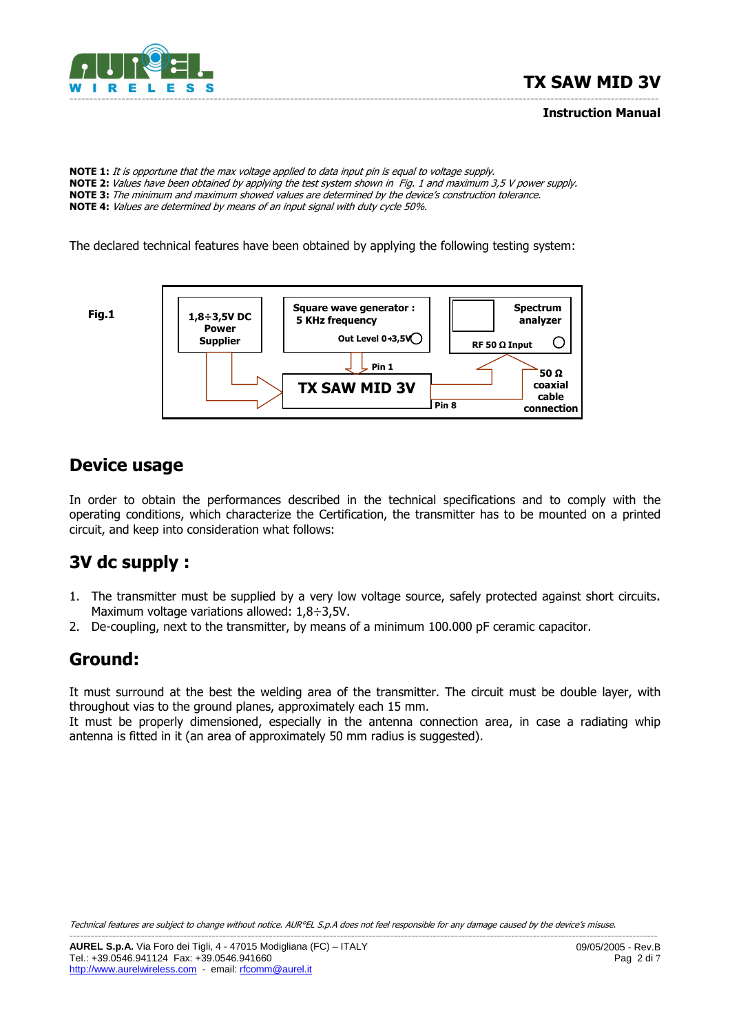**NOTE 1:** *It is opportune that the max voltage applied to data input pin is equal to voltage supply.*
**NOTE 2:** *Values have been obtained by applying the test system shown in Fig. 1 and maximum 3,5 V power supply.*
**NOTE 3:** *The minimum and maximum showed values are determined by the device's construction tolerance.*
**NOTE 4:** *Values are determined by means of an input signal with duty cycle 50%.*

The declared technical features have been obtained by applying the following testing system:

**Fig.1**

1,8÷3,5V DC Power Supplier

Square wave generator : 5 KHz frequency

Out Level 0÷3,5V

Spectrum analyzer

RF 50 Ω Input

Pin 1

TX SAW MID 3V

Pin 8

50 Ω coaxial cable connection

## Device usage

In order to obtain the performances described in the technical specifications and to comply with the operating conditions, which characterize the Certification, the transmitter has to be mounted on a printed circuit, and keep into consideration what follows:

## 3V dc supply :

1. The transmitter must be supplied by a very low voltage source, safely protected against short circuits. Maximum voltage variations allowed: 1,8÷3,5V.
2. De-coupling, next to the transmitter, by means of a minimum 100.000 pF ceramic capacitor.

## Ground:

It must surround at the best the welding area of the transmitter. The circuit must be double layer, with throughout vias to the ground planes, approximately each 15 mm.
It must be properly dimensioned, especially in the antenna connection area, in case a radiating whip antenna is fitted in it (an area of approximately 50 mm radius is suggested).

*Technical features are subject to change without notice. AUR°EL S.p.A does not feel responsible for any damage caused by the device's misuse.*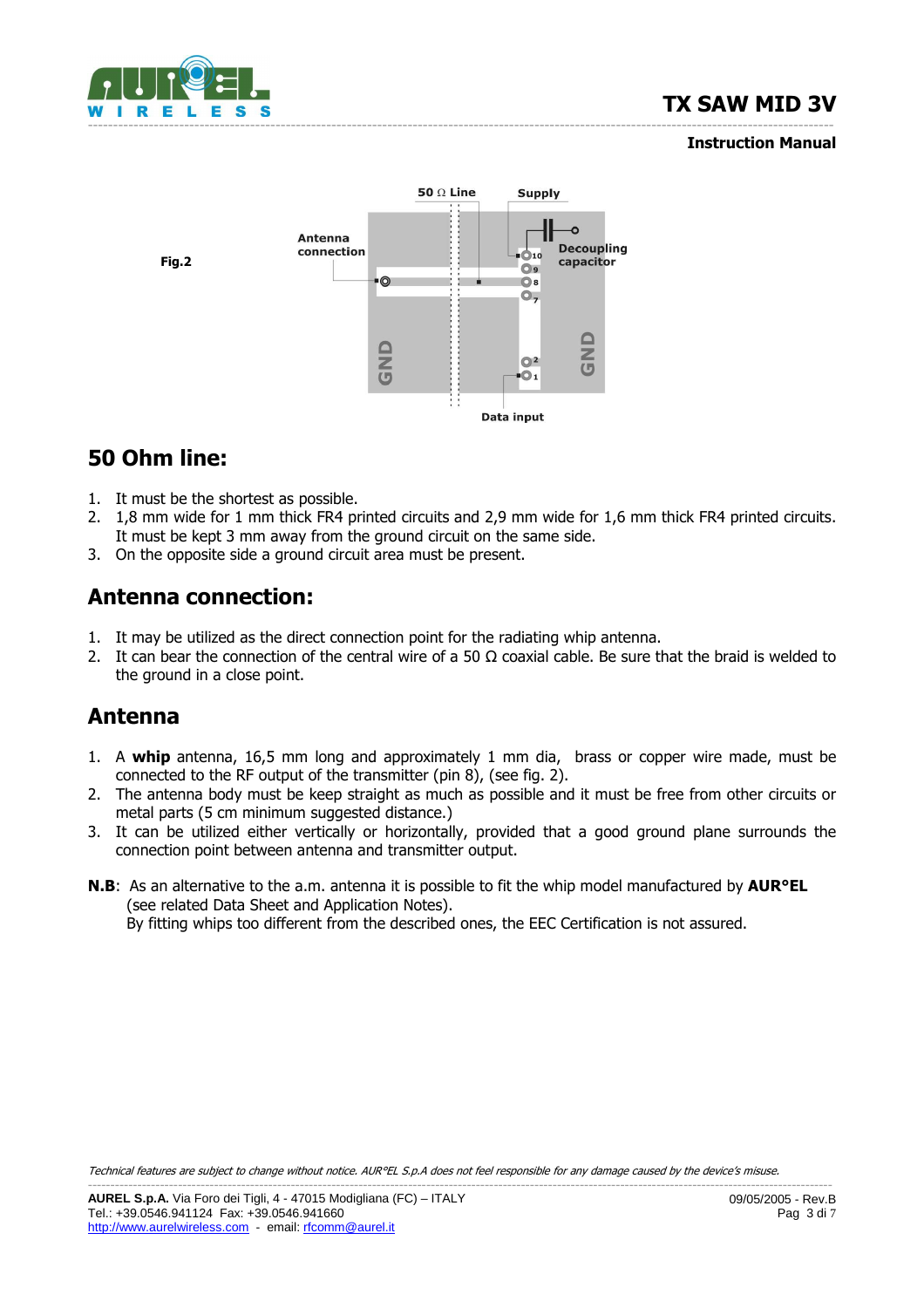Fig.2

## 50 Ohm line:

1. It must be the shortest as possible.
2. 1,8 mm wide for 1 mm thick FR4 printed circuits and 2,9 mm wide for 1,6 mm thick FR4 printed circuits. It must be kept 3 mm away from the ground circuit on the same side.
3. On the opposite side a ground circuit area must be present.

## Antenna connection:

1. It may be utilized as the direct connection point for the radiating whip antenna.
2. It can bear the connection of the central wire of a 50 Ω coaxial cable. Be sure that the braid is welded to the ground in a close point.

## Antenna

1. A **whip** antenna, 16,5 mm long and approximately 1 mm dia, brass or copper wire made, must be connected to the RF output of the transmitter (pin 8), (see fig. 2).
2. The antenna body must be keep straight as much as possible and it must be free from other circuits or metal parts (5 cm minimum suggested distance.)
3. It can be utilized either vertically or horizontally, provided that a good ground plane surrounds the connection point between antenna and transmitter output.

**N.B**: As an alternative to the a.m. antenna it is possible to fit the whip model manufactured by **AUR°EL** (see related Data Sheet and Application Notes).
By fitting whips too different from the described ones, the EEC Certification is not assured.

*Technical features are subject to change without notice. AUR°EL S.p.A does not feel responsible for any damage caused by the device's misuse.*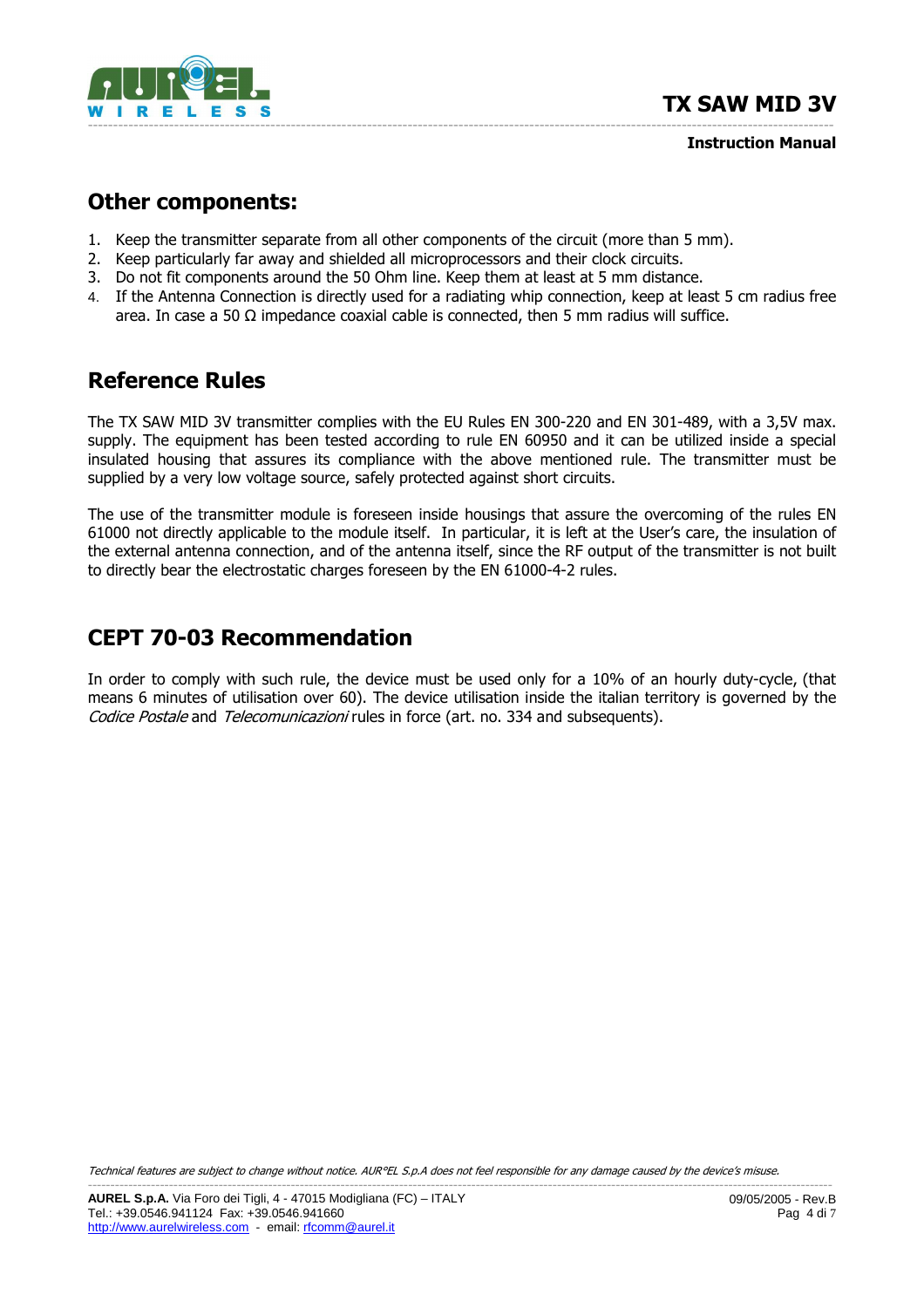## Other components:

1. Keep the transmitter separate from all other components of the circuit (more than 5 mm).
2. Keep particularly far away and shielded all microprocessors and their clock circuits.
3. Do not fit components around the 50 Ohm line. Keep them at least at 5 mm distance.
4. If the Antenna Connection is directly used for a radiating whip connection, keep at least 5 cm radius free area. In case a 50 Ω impedance coaxial cable is connected, then 5 mm radius will suffice.

## Reference Rules

The TX SAW MID 3V transmitter complies with the EU Rules EN 300-220 and EN 301-489, with a 3,5V max. supply. The equipment has been tested according to rule EN 60950 and it can be utilized inside a special insulated housing that assures its compliance with the above mentioned rule. The transmitter must be supplied by a very low voltage source, safely protected against short circuits.

The use of the transmitter module is foreseen inside housings that assure the overcoming of the rules EN 61000 not directly applicable to the module itself. In particular, it is left at the User's care, the insulation of the external antenna connection, and of the antenna itself, since the RF output of the transmitter is not built to directly bear the electrostatic charges foreseen by the EN 61000-4-2 rules.

## CEPT 70-03 Recommendation

In order to comply with such rule, the device must be used only for a 10% of an hourly duty-cycle, (that means 6 minutes of utilisation over 60). The device utilisation inside the italian territory is governed by the *Codice Postale* and *Telecomunicazioni* rules in force (art. no. 334 and subsequents).

*Technical features are subject to change without notice. AUR°EL S.p.A does not feel responsible for any damage caused by the device's misuse.*

**AUREL S.p.A.** Via Foro dei Tigli, 4 - 47015 Modigliana (FC) – ITALY
Tel.: +39.0546.941124 Fax: +39.0546.941660
http://www.aurelwireless.com - email: rfcomm@aurel.it

09/05/2005 - Rev.B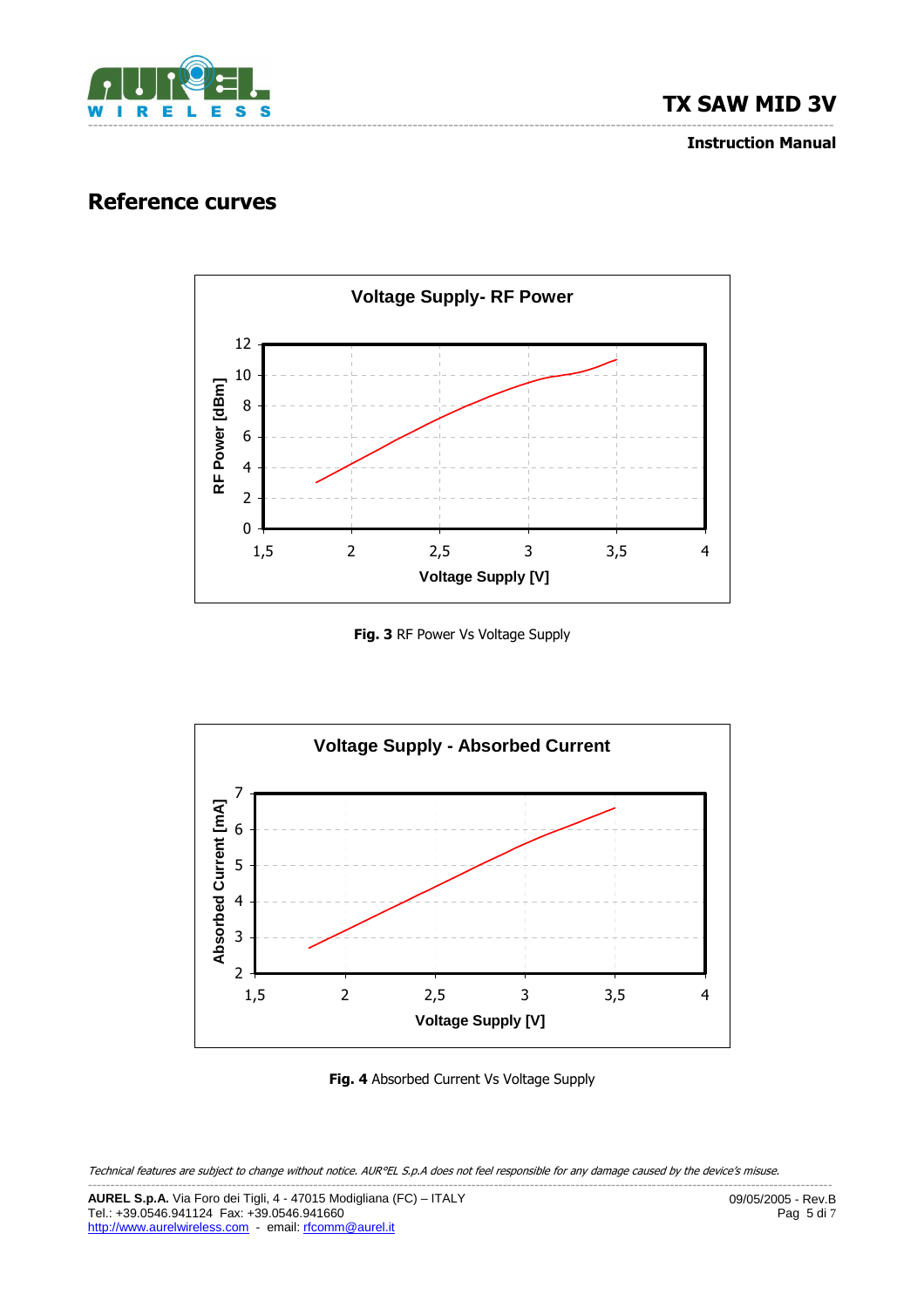## Reference curves

Fig. 3 RF Power Vs Voltage Supply

Fig. 4 Absorbed Current Vs Voltage Supply

*Technical features are subject to change without notice. AUR°EL S.p.A does not feel responsible for any damage caused by the device's misuse.*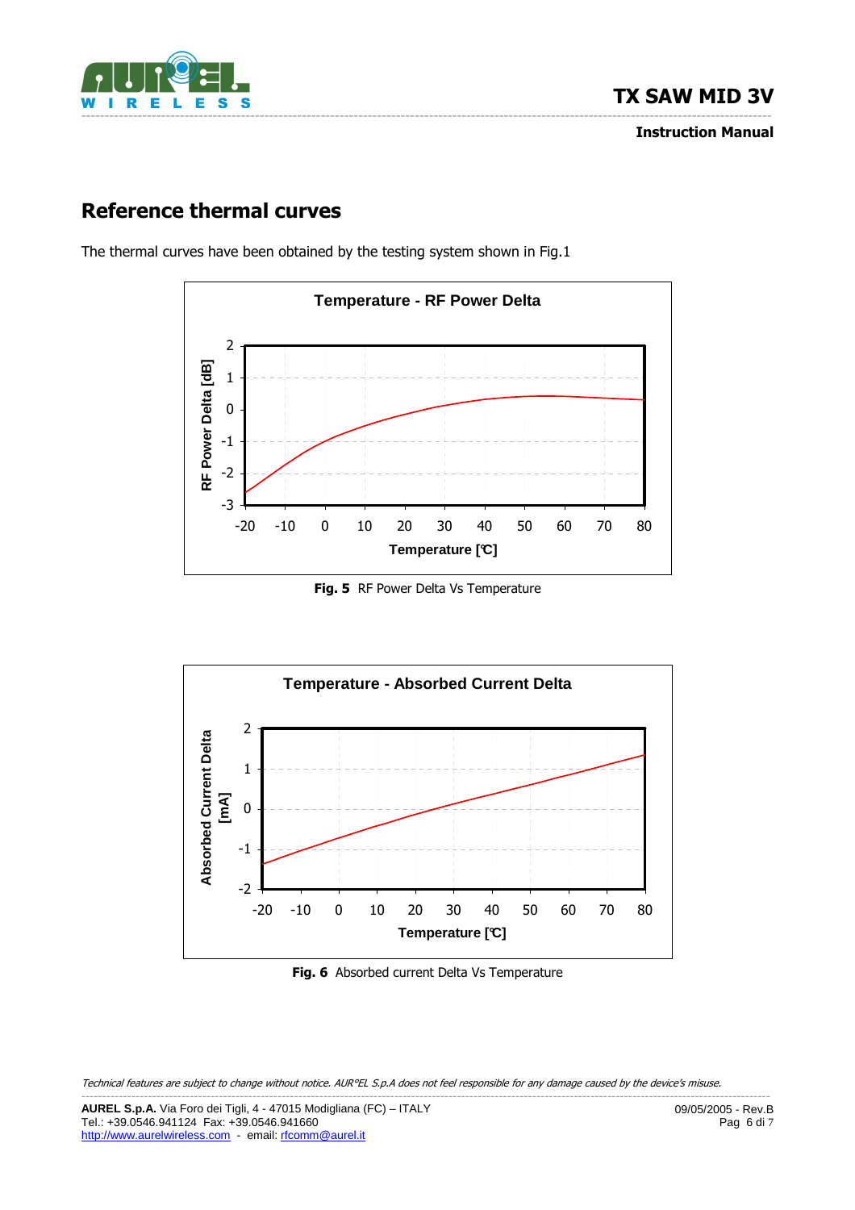## Reference thermal curves

The thermal curves have been obtained by the testing system shown in Fig.1

**Fig. 5** RF Power Delta Vs Temperature

**Fig. 6** Absorbed current Delta Vs Temperature

*Technical features are subject to change without notice. AUR°EL S.p.A does not feel responsible for any damage caused by the device's misuse.*

**AUREL S.p.A.** Via Foro dei Tigli, 4 - 47015 Modigliana (FC) – ITALY
Tel.: +39.0546.941124 Fax: +39.0546.941660
http://www.aurelwireless.com - email: rfcomm@aurel.it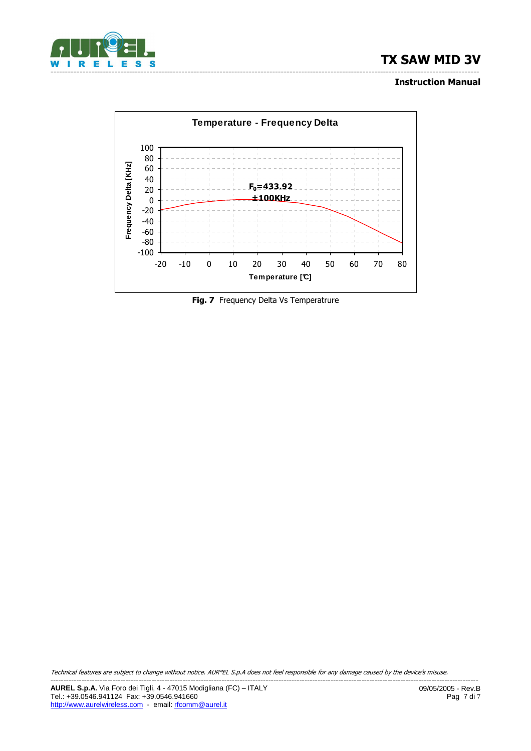Temperature - Frequency Delta

Frequency Delta [KHz]

100
80
60
40
20
0
-20
-40
-60
-80
-100

$F_0$=433.92
±100KHz

-20 -10 0 10 20 30 40 50 60 70 80

Temperature [°C]

**Fig. 7** Frequency Delta Vs Temperatrure

*Technical features are subject to change without notice. AUR°EL S.p.A does not feel responsible for any damage caused by the device's misuse.*

**AUREL S.p.A.** Via Foro dei Tigli, 4 - 47015 Modigliana (FC) – ITALY
Tel.: +39.0546.941124 Fax: +39.0546.941660
http://www.aurelwireless.com - email: rfcomm@aurel.it

09/05/2005 - Rev.B